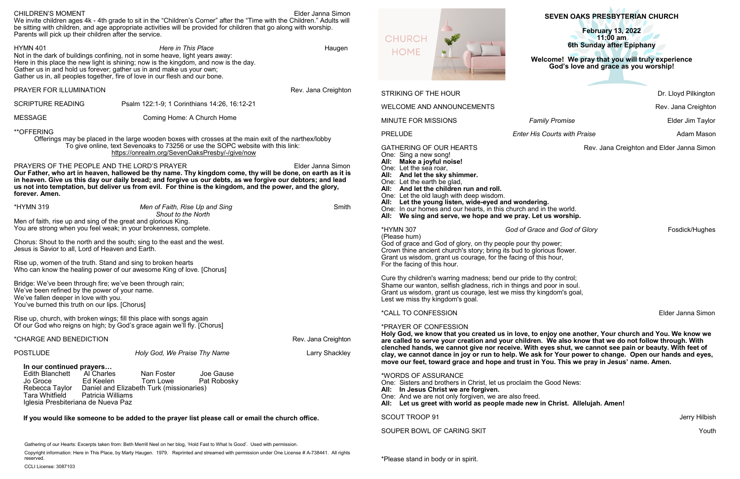## SEVEN OAKS PRESBYTERIAN CHURCH

**February 13, 2022**
**11:00 am**
**6th Sunday after Epiphany**

**Welcome! We pray that you will truly experience God's love and grace as you worship!**

CHURCH HOME

STRIKING OF THE HOUR — Dr. Lloyd Pilkington

WELCOME AND ANNOUNCEMENTS — Rev. Jana Creighton

MINUTE FOR MISSIONS — *Family Promise* — Elder Jim Taylor

PRELUDE — *Enter His Courts with Praise* — Adam Mason

GATHERING OF OUR HEARTS — Rev. Jana Creighton and Elder Janna Simon

One: Sing a new song!
**All: Make a joyful noise!**
One: Let the sea roar,
**All: And let the sky shimmer.**
One: Let the earth be glad,
**All: And let the children run and roll.**
One: Let the old laugh with deep wisdom.
**All: Let the young listen, wide-eyed and wondering.**
One: In our homes and our hearts, in this church and in the world.
**All: We sing and serve, we hope and we pray. Let us worship.**

*HYMN 307 — *God of Grace and God of Glory* — Fosdick/Hughes
(Please hum)
God of grace and God of glory, on thy people pour thy power;
Crown thine ancient church's story; bring its bud to glorious flower.
Grant us wisdom, grant us courage, for the facing of this hour,
For the facing of this hour.

Cure thy children's warring madness; bend our pride to thy control;
Shame our wanton, selfish gladness, rich in things and poor in soul.
Grant us wisdom, grant us courage, lest we miss thy kingdom's goal,
Lest we miss thy kingdom's goal.

*CALL TO CONFESSION — Elder Janna Simon

*PRAYER OF CONFESSION
**Holy God, we know that you created us in love, to enjoy one another, Your church and You. We know we are called to serve your creation and your children. We also know that we do not follow through. With clenched hands, we cannot give nor receive. With eyes shut, we cannot see pain or beauty. With feet of clay, we cannot dance in joy or run to help. We ask for Your power to change. Open our hands and eyes, move our feet, toward grace and hope and trust in You. This we pray in Jesus' name. Amen.**

*WORDS OF ASSURANCE
One: Sisters and brothers in Christ, let us proclaim the Good News:
**All: In Jesus Christ we are forgiven.**
One: And we are not only forgiven, we are also freed.
**All: Let us greet with world as people made new in Christ. Allelujah. Amen!**

SCOUT TROOP 91 — Jerry Hilbish

SOUPER BOWL OF CARING SKIT — Youth

*Please stand in body or in spirit.

CHILDREN'S MOMENT — Elder Janna Simon
We invite children ages 4k - 4th grade to sit in the "Children's Corner" after the "Time with the Children." Adults will be sitting with children, and age appropriate activities will be provided for children that go along with worship. Parents will pick up their children after the service.

HYMN 401 — *Here in This Place* — Haugen
Not in the dark of buildings confining, not in some heave, light years away:
Here in this place the new light is shining; now is the kingdom, and now is the day.
Gather us in and hold us forever; gather us in and make us your own;
Gather us in, all peoples together, fire of love in our flesh and our bone.

PRAYER FOR ILLUMINATION — Rev. Jana Creighton

SCRIPTURE READING — Psalm 122:1-9; 1 Corinthians 14:26, 16:12-21

MESSAGE — Coming Home: A Church Home

**OFFERING
Offerings may be placed in the large wooden boxes with crosses at the main exit of the narthex/lobby
To give online, text Sevenoaks to 73256 or use the SOPC website with this link:
https://onrealm.org/SevenOaksPresby/-/give/now

PRAYERS OF THE PEOPLE AND THE LORD'S PRAYER — Elder Janna Simon
**Our Father, who art in heaven, hallowed be thy name. Thy kingdom come, thy will be done, on earth as it is in heaven. Give us this day our daily bread; and forgive us our debts, as we forgive our debtors; and lead us not into temptation, but deliver us from evil. For thine is the kingdom, and the power, and the glory, forever. Amen.**

*HYMN 319 — *Men of Faith, Rise Up and Sing* / *Shout to the North* — Smith
Men of faith, rise up and sing of the great and glorious King.
You are strong when you feel weak; in your brokenness, complete.

Chorus: Shout to the north and the south; sing to the east and the west.
Jesus is Savior to all, Lord of Heaven and Earth.

Rise up, women of the truth. Stand and sing to broken hearts
Who can know the healing power of our awesome King of love. [Chorus]

Bridge: We've been through fire; we've been through rain;
We've been refined by the power of your name.
We've fallen deeper in love with you.
You've burned this truth on our lips. [Chorus]

Rise up, church, with broken wings; fill this place with songs again
Of our God who reigns on high; by God's grace again we'll fly. [Chorus]

*CHARGE AND BENEDICTION — Rev. Jana Creighton

POSTLUDE — *Holy God, We Praise Thy Name* — Larry Shackley

**In our continued prayers…**
Edith Blanchett, Al Charles, Nan Foster, Joe Gause
Jo Groce, Ed Keelen, Tom Lowe, Pat Robosky
Rebecca Taylor, Daniel and Elizabeth Turk (missionaries)
Tara Whitfield, Patricia Williams
Iglesia Presbiteriana de Nueva Paz

**If you would like someone to be added to the prayer list please call or email the church office.**

Gathering of our Hearts: Excerpts taken from: Beth Merrill Neel on her blog, 'Hold Fast to What Is Good'. Used with permission.

Copyright information: Here in This Place, by Marty Haugen. 1979. Reprinted and streamed with permission under One License # A-738441. All rights reserved.

CCLI License: 3087103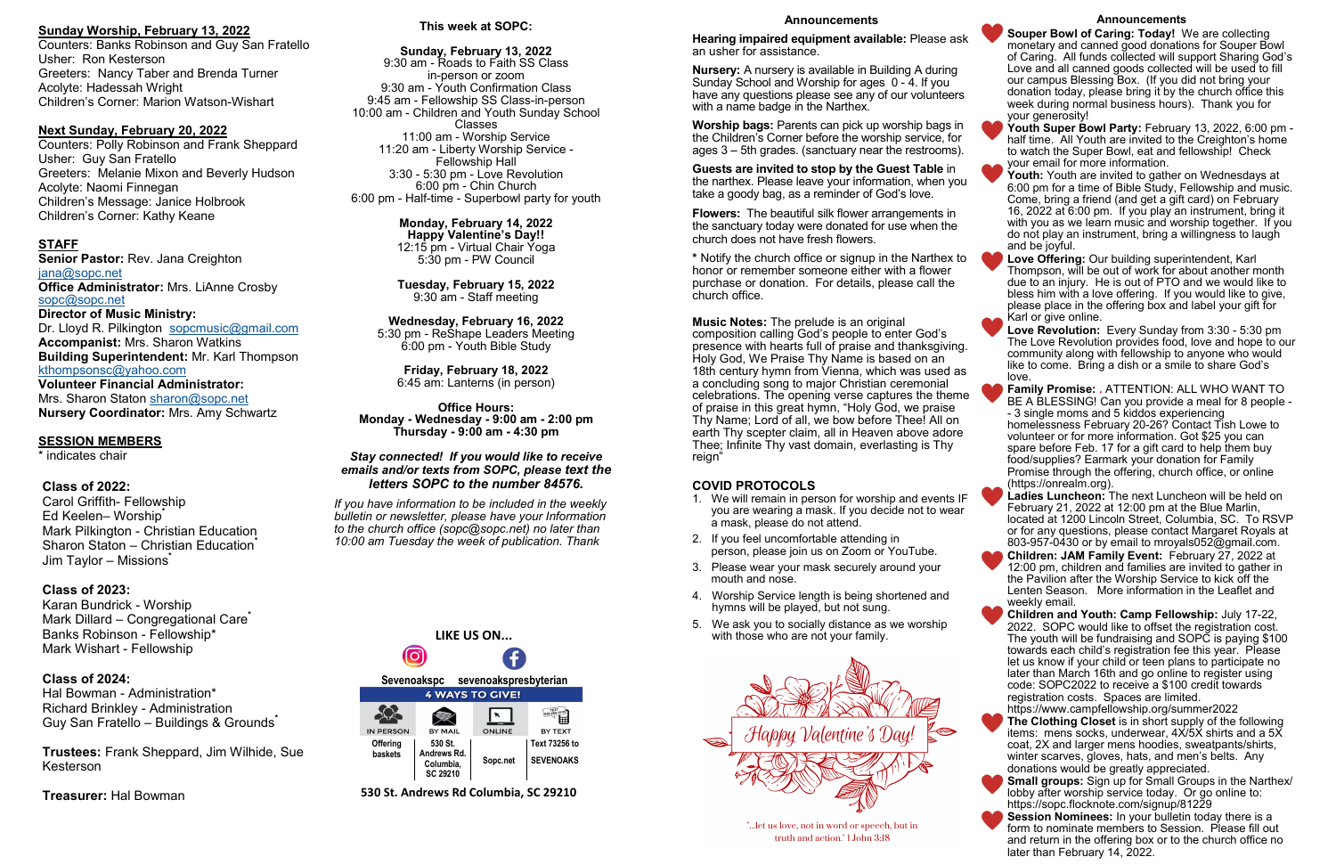**Sunday Worship, February 13, 2022**

Counters: Banks Robinson and Guy San Fratello
Usher: Ron Kesterson
Greeters: Nancy Taber and Brenda Turner
Acolyte: Hadessah Wright
Children's Corner: Marion Watson-Wishart

**Next Sunday, February 20, 2022**

Counters: Polly Robinson and Frank Sheppard
Usher: Guy San Fratello
Greeters: Melanie Mixon and Beverly Hudson
Acolyte: Naomi Finnegan
Children's Message: Janice Holbrook
Children's Corner: Kathy Keane

**STAFF**

**Senior Pastor:** Rev. Jana Creighton
jana@sopc.net
**Office Administrator:** Mrs. LiAnne Crosby
sopc@sopc.net
**Director of Music Ministry:**
Dr. Lloyd R. Pilkington sopcmusic@gmail.com
**Accompanist:** Mrs. Sharon Watkins
**Building Superintendent:** Mr. Karl Thompson
kthompsonsc@yahoo.com
**Volunteer Financial Administrator:**
Mrs. Sharon Staton sharon@sopc.net
**Nursery Coordinator:** Mrs. Amy Schwartz

**SESSION MEMBERS**

* indicates chair

**Class of 2022:**
Carol Griffith- Fellowship*
Ed Keelen– Worship*
Mark Pilkington - Christian Education
Sharon Staton – Christian Education*
Jim Taylor – Missions*

**Class of 2023:**
Karan Bundrick - Worship
Mark Dillard – Congregational Care*
Banks Robinson - Fellowship*
Mark Wishart - Fellowship

**Class of 2024:**
Hal Bowman - Administration*
Richard Brinkley - Administration
Guy San Fratello – Buildings & Grounds*

**Trustees:** Frank Sheppard, Jim Wilhide, Sue Kesterson

**Treasurer:** Hal Bowman

**This week at SOPC:**

**Sunday, February 13, 2022**
9:30 am - Roads to Faith SS Class in-person or zoom
9:30 am - Youth Confirmation Class
9:45 am - Fellowship SS Class-in-person
10:00 am - Children and Youth Sunday School Classes
11:00 am - Worship Service
11:20 am - Liberty Worship Service - Fellowship Hall
3:30 - 5:30 pm - Love Revolution
6:00 pm - Chin Church
6:00 pm - Half-time - Superbowl party for youth

**Monday, February 14, 2022**
**Happy Valentine's Day!!**
12:15 pm - Virtual Chair Yoga
5:30 pm - PW Council

**Tuesday, February 15, 2022**
9:30 am - Staff meeting

**Wednesday, February 16, 2022**
5:30 pm - ReShape Leaders Meeting
6:00 pm - Youth Bible Study

**Friday, February 18, 2022**
6:45 am: Lanterns (in person)

**Office Hours:**
**Monday - Wednesday - 9:00 am - 2:00 pm**
**Thursday - 9:00 am - 4:30 pm**

***Stay connected! If you would like to receive emails and/or texts from SOPC, please text the letters SOPC to the number 84576.***

*If you have information to be included in the weekly bulletin or newsletter, please have your Information to the church office (sopc@sopc.net) no later than 10:00 am Tuesday the week of publication. Thank*

**LIKE US ON...**

Sevenoakspc sevenoakspresbyterian

**4 WAYS TO GIVE!**

| IN PERSON | BY MAIL | ONLINE | BY TEXT |
|---|---|---|---|
| Offering baskets | 530 St. Andrews Rd. Columbia, SC 29210 | Sopc.net | Text 73256 to SEVENOAKS |

**530 St. Andrews Rd Columbia, SC 29210**

**Announcements**

**Hearing impaired equipment available:** Please ask an usher for assistance.

**Nursery:** A nursery is available in Building A during Sunday School and Worship for ages 0 - 4. If you have any questions please see any of our volunteers with a name badge in the Narthex.

**Worship bags:** Parents can pick up worship bags in the Children's Corner before the worship service, for ages 3 – 5th grades. (sanctuary near the restrooms).

**Guests are invited to stop by the Guest Table** in the narthex. Please leave your information, when you take a goody bag, as a reminder of God's love.

**Flowers:** The beautiful silk flower arrangements in the sanctuary today were donated for use when the church does not have fresh flowers.

**\*** Notify the church office or signup in the Narthex to honor or remember someone either with a flower purchase or donation. For details, please call the church office.

**Music Notes:** The prelude is an original composition calling God's people to enter God's presence with hearts full of praise and thanksgiving. Holy God, We Praise Thy Name is based on an 18th century hymn from Vienna, which was used as a concluding song to major Christian ceremonial celebrations. The opening verse captures the theme of praise in this great hymn, "Holy God, we praise Thy Name; Lord of all, we bow before Thee! All on earth Thy scepter claim, all in Heaven above adore Thee; Infinite Thy vast domain, everlasting is Thy reign"

**COVID PROTOCOLS**

1. We will remain in person for worship and events IF you are wearing a mask. If you decide not to wear a mask, please do not attend.
2. If you feel uncomfortable attending in person, please join us on Zoom or YouTube.
3. Please wear your mask securely around your mouth and nose.
4. Worship Service length is being shortened and hymns will be played, but not sung.
5. We ask you to socially distance as we worship with those who are not your family.

Happy Valentine's Day!

"...let us love, not in word or speech, but in truth and action." I John 3:18

**Announcements**

**Souper Bowl of Caring: Today!** We are collecting monetary and canned good donations for Souper Bowl of Caring. All funds collected will support Sharing God's Love and all canned goods collected will be used to fill our campus Blessing Box. (If you did not bring your donation today, please bring it by the church office this week during normal business hours). Thank you for your generosity!

**Youth Super Bowl Party:** February 13, 2022, 6:00 pm - half time. All Youth are invited to the Creighton's home to watch the Super Bowl, eat and fellowship! Check your email for more information.

**Youth:** Youth are invited to gather on Wednesdays at 6:00 pm for a time of Bible Study, Fellowship and music. Come, bring a friend (and get a gift card) on February 16, 2022 at 6:00 pm. If you play an instrument, bring it with you as we learn music and worship together. If you do not play an instrument, bring a willingness to laugh and be joyful.

**Love Offering:** Our building superintendent, Karl Thompson, will be out of work for about another month due to an injury. He is out of PTO and we would like to bless him with a love offering. If you would like to give, please place in the offering box and label your gift for Karl or give online.

**Love Revolution:** Every Sunday from 3:30 - 5:30 pm The Love Revolution provides food, love and hope to our community along with fellowship to anyone who would like to come. Bring a dish or a smile to share God's love.

**Family Promise:** . ATTENTION: ALL WHO WANT TO BE A BLESSING! Can you provide a meal for 8 people - - 3 single moms and 5 kiddos experiencing homelessness February 20-26? Contact Tish Lowe to volunteer or for more information. Got $25 you can spare before Feb. 17 for a gift card to help them buy food/supplies? Earmark your donation for Family Promise through the offering, church office, or online (https://onrealm.org).

**Ladies Luncheon:** The next Luncheon will be held on February 21, 2022 at 12:00 pm at the Blue Marlin, located at 1200 Lincoln Street, Columbia, SC. To RSVP or for any questions, please contact Margaret Royals at 803-957-0430 or by email to mroyals052@gmail.com.

**Children: JAM Family Event:** February 27, 2022 at 12:00 pm, children and families are invited to gather in the Pavilion after the Worship Service to kick off the Lenten Season. More information in the Leaflet and weekly email.

**Children and Youth: Camp Fellowship:** July 17-22, 2022. SOPC would like to offset the registration cost. The youth will be fundraising and SOPC is paying $100 towards each child's registration fee this year. Please let us know if your child or teen plans to participate no later than March 16th and go online to register using code: SOPC2022 to receive a $100 credit towards registration costs. Spaces are limited. https://www.campfellowship.org/summer2022

**The Clothing Closet** is in short supply of the following items: mens socks, underwear, 4X/5X shirts and a 5X coat, 2X and larger mens hoodies, sweatpants/shirts, winter scarves, gloves, hats, and men's belts. Any donations would be greatly appreciated.

**Small groups:** Sign up for Small Groups in the Narthex/ lobby after worship service today. Or go online to: https://sopc.flocknote.com/signup/81229

**Session Nominees:** In your bulletin today there is a form to nominate members to Session. Please fill out and return in the offering box or to the church office no later than February 14, 2022.